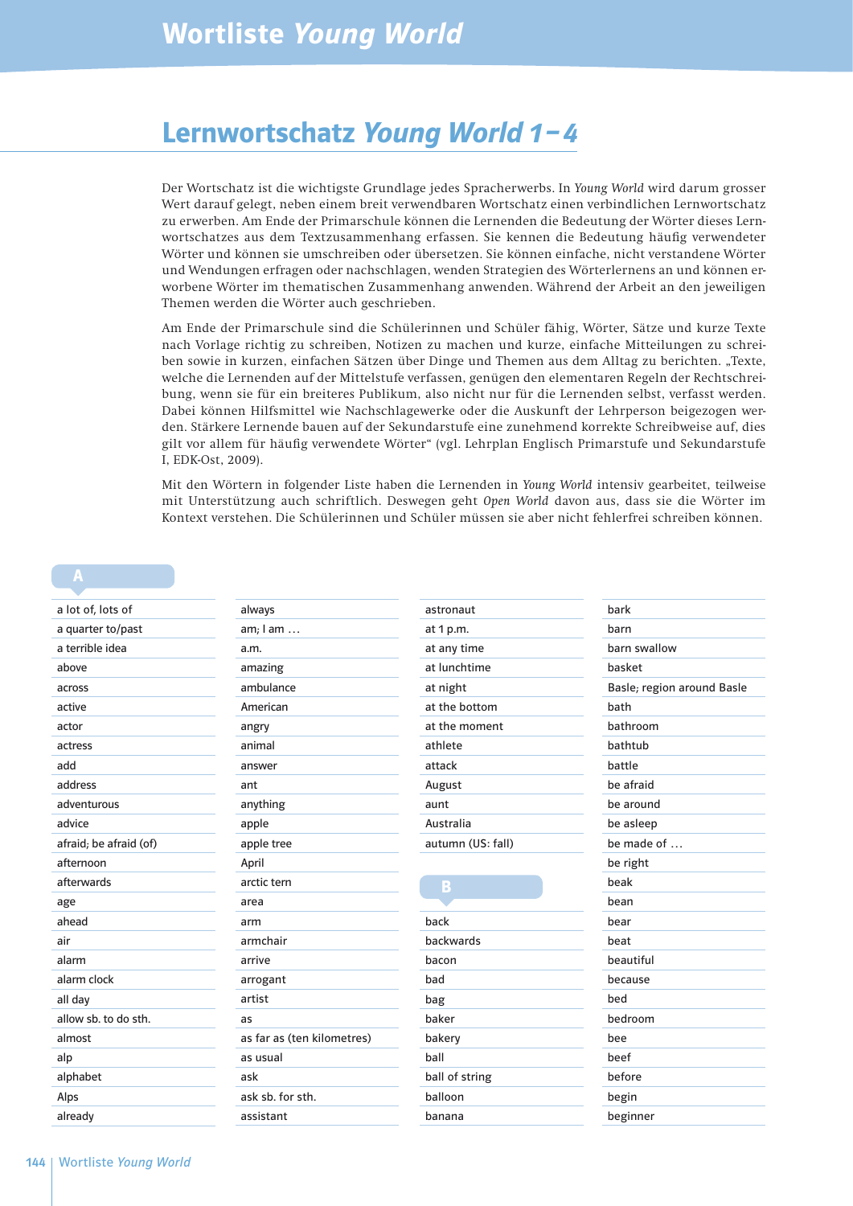# Wortliste *Young World*

## Lernwortschatz *Young World 1–4*

Der Wortschatz ist die wichtigste Grundlage jedes Spracherwerbs. In *Young World* wird darum grosser Wert darauf gelegt, neben einem breit verwendbaren Wortschatz einen verbindlichen Lernwortschatz zu erwerben. Am Ende der Primarschule können die Lernenden die Bedeutung der Wörter dieses Lernwortschatzes aus dem Textzusammenhang erfassen. Sie kennen die Bedeutung häufig verwendeter Wörter und können sie umschreiben oder übersetzen. Sie können einfache, nicht verstandene Wörter und Wendungen erfragen oder nachschlagen, wenden Strategien des Wörterlernens an und können erworbene Wörter im thematischen Zusammenhang anwenden. Während der Arbeit an den jeweiligen Themen werden die Wörter auch geschrieben.

Am Ende der Primarschule sind die Schülerinnen und Schüler fähig, Wörter, Sätze und kurze Texte nach Vorlage richtig zu schreiben, Notizen zu machen und kurze, einfache Mitteilungen zu schreiben sowie in kurzen, einfachen Sätzen über Dinge und Themen aus dem Alltag zu berichten. „Texte, welche die Lernenden auf der Mittelstufe verfassen, genügen den elementaren Regeln der Rechtschreibung, wenn sie für ein breiteres Publikum, also nicht nur für die Lernenden selbst, verfasst werden. Dabei können Hilfsmittel wie Nachschlagewerke oder die Auskunft der Lehrperson beigezogen werden. Stärkere Lernende bauen auf der Sekundarstufe eine zunehmend korrekte Schreibweise auf, dies gilt vor allem für häufig verwendete Wörter" (vgl. Lehrplan Englisch Primarstufe und Sekundarstufe I, EDK-Ost, 2009).

Mit den Wörtern in folgender Liste haben die Lernenden in *Young World* intensiv gearbeitet, teilweise mit Unterstützung auch schriftlich. Deswegen geht *Open World* davon aus, dass sie die Wörter im Kontext verstehen. Die Schülerinnen und Schüler müssen sie aber nicht fehlerfrei schreiben können.

### A

- a lot of, lots of
- a quarter to/past
- a terrible idea
- above
- across
- active
- actor
- actress
- add
- address
- adventurous
- advice
- afraid; be afraid (of)
- afternoon
- afterwards
- age
- ahead
- air
- alarm
- alarm clock
- all day
- allow sb. to do sth.
- almost
- alp
- alphabet
- Alps
- already
- always
- am; I am …
- a.m.
- amazing
- ambulance
- American
- angry
- animal
- answer
- ant
- anything
- apple
- apple tree
- April
- arctic tern
- area
- arm
- armchair
- arrive
- arrogant
- artist
- as
- as far as (ten kilometres)
- as usual
- ask
- ask sb. for sth.
- assistant
- astronaut
- at 1 p.m.
- at any time
- at lunchtime
- at night
- at the bottom
- at the moment
- athlete
- attack
- August
- aunt
- Australia
- autumn (US: fall)

### B

- back
- backwards
- bacon
- bad
- bag
- baker
- bakery
- ball
- ball of string
- balloon
- banana
- bark
- barn
- barn swallow
- basket
- Basle; region around Basle
- bath
- bathroom
- bathtub
- battle
- be afraid
- be around
- be asleep
- be made of …
- be right
- beak
- bean
- bear
- beat
- beautiful
- because
- bed
- bedroom
- bee
- beef
- before
- begin
- beginner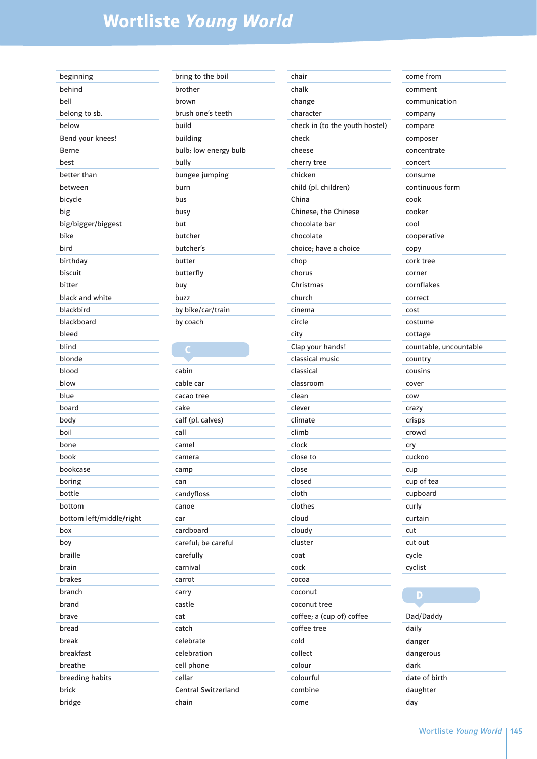# Wortliste *Young World*

beginning
behind
bell
belong to sb.
below
Bend your knees!
Berne
best
better than
between
bicycle
big
big/bigger/biggest
bike
bird
birthday
biscuit
bitter
black and white
blackbird
blackboard
bleed
blind
blonde
blood
blow
blue
board
body
boil
bone
book
bookcase
boring
bottle
bottom
bottom left/middle/right
box
boy
braille
brain
brakes
branch
brand
brave
bread
break
breakfast
breathe
breeding habits
brick
bridge
bring to the boil
brother
brown
brush one's teeth
build
building
bulb; low energy bulb
bully
bungee jumping
burn
bus
busy
but
butcher
butcher's
butter
butterfly
buy
buzz
by bike/car/train
by coach

## C

cabin
cable car
cacao tree
cake
calf (pl. calves)
call
camel
camera
camp
can
candyfloss
canoe
car
cardboard
careful; be careful
carefully
carnival
carrot
carry
castle
cat
catch
celebrate
celebration
cell phone
cellar
Central Switzerland
chain
chair
chalk
change
character
check in (to the youth hostel)
check
cheese
cherry tree
chicken
child (pl. children)
China
Chinese; the Chinese
chocolate bar
chocolate
choice; have a choice
chop
chorus
Christmas
church
cinema
circle
city
Clap your hands!
classical music
classical
classroom
clean
clever
climate
climb
clock
close to
close
closed
cloth
clothes
cloud
cloudy
cluster
coat
cock
cocoa
coconut
coconut tree
coffee; a (cup of) coffee
coffee tree
cold
collect
colour
colourful
combine
come
come from
comment
communication
company
compare
composer
concentrate
concert
consume
continuous form
cook
cooker
cool
cooperative
copy
cork tree
corner
cornflakes
correct
cost
costume
cottage
countable, uncountable
country
cousins
cover
cow
crazy
crisps
crowd
cry
cuckoo
cup
cup of tea
cupboard
curly
curtain
cut
cut out
cycle
cyclist

## D

Dad/Daddy
daily
danger
dangerous
dark
date of birth
daughter
day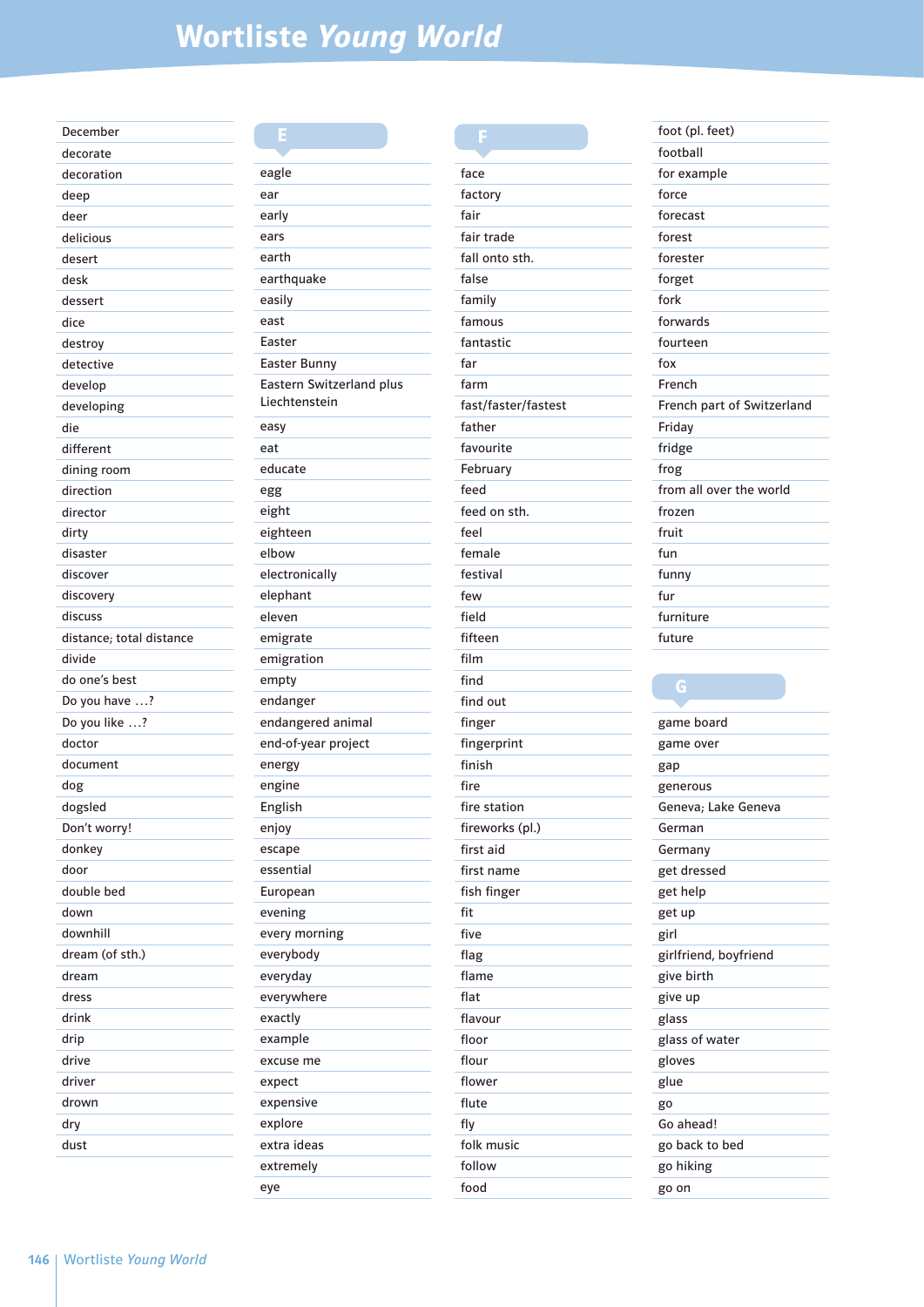# Wortliste *Young World*

- December
- decorate
- decoration
- deep
- deer
- delicious
- desert
- desk
- dessert
- dice
- destroy
- detective
- develop
- developing
- die
- different
- dining room
- direction
- director
- dirty
- disaster
- discover
- discovery
- discuss
- distance; total distance
- divide
- do one's best
- Do you have …?
- Do you like …?
- doctor
- document
- dog
- dogsled
- Don't worry!
- donkey
- door
- double bed
- down
- downhill
- dream (of sth.)
- dream
- dress
- drink
- drip
- drive
- driver
- drown
- dry
- dust

## E

- eagle
- ear
- early
- ears
- earth
- earthquake
- easily
- east
- Easter
- Easter Bunny
- Eastern Switzerland plus Liechtenstein
- easy
- eat
- educate
- egg
- eight
- eighteen
- elbow
- electronically
- elephant
- eleven
- emigrate
- emigration
- empty
- endanger
- endangered animal
- end-of-year project
- energy
- engine
- English
- enjoy
- escape
- essential
- European
- evening
- every morning
- everybody
- everyday
- everywhere
- exactly
- example
- excuse me
- expect
- expensive
- explore
- extra ideas
- extremely
- eye

## F

- face
- factory
- fair
- fair trade
- fall onto sth.
- false
- family
- famous
- fantastic
- far
- farm
- fast/faster/fastest
- father
- favourite
- February
- feed
- feed on sth.
- feel
- female
- festival
- few
- field
- fifteen
- film
- find
- find out
- finger
- fingerprint
- finish
- fire
- fire station
- fireworks (pl.)
- first aid
- first name
- fish finger
- fit
- five
- flag
- flame
- flat
- flavour
- floor
- flour
- flower
- flute
- fly
- folk music
- follow
- food
- foot (pl. feet)
- football
- for example
- force
- forecast
- forest
- forester
- forget
- fork
- forwards
- fourteen
- fox
- French
- French part of Switzerland
- Friday
- fridge
- frog
- from all over the world
- frozen
- fruit
- fun
- funny
- fur
- furniture
- future

## G

- game board
- game over
- gap
- generous
- Geneva; Lake Geneva
- German
- Germany
- get dressed
- get help
- get up
- girl
- girlfriend, boyfriend
- give birth
- give up
- glass
- glass of water
- gloves
- glue
- go
- Go ahead!
- go back to bed
- go hiking
- go on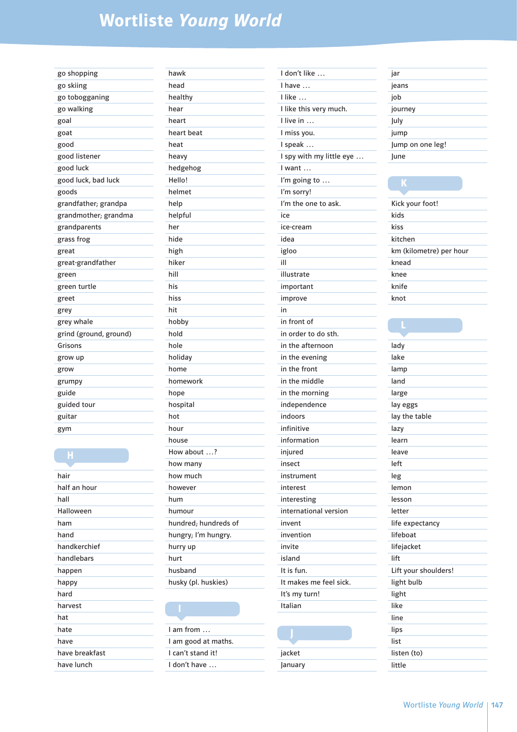# Wortliste *Young World*

go shopping
go skiing
go tobogganing
go walking
goal
goat
good
good listener
good luck
good luck, bad luck
goods
grandfather; grandpa
grandmother; grandma
grandparents
grass frog
great
great-grandfather
green
green turtle
greet
grey
grey whale
grind (ground, ground)
Grisons
grow up
grow
grumpy
guide
guided tour
guitar
gym

## H

hair
half an hour
hall
Halloween
ham
hand
handkerchief
handlebars
happen
happy
hard
harvest
hat
hate
have
have breakfast
have lunch
hawk
head
healthy
hear
heart
heart beat
heat
heavy
hedgehog
Hello!
helmet
help
helpful
her
hide
high
hiker
hill
his
hiss
hit
hobby
hold
hole
holiday
home
homework
hope
hospital
hot
hour
house
How about …?
how many
how much
however
hum
humour
hundred; hundreds of
hungry; I'm hungry.
hurry up
hurt
husband
husky (pl. huskies)

## I

I am from …
I am good at maths.
I can't stand it!
I don't have …
I don't like …
I have …
I like …
I like this very much.
I live in …
I miss you.
I speak …
I spy with my little eye …
I want …
I'm going to …
I'm sorry!
I'm the one to ask.
ice
ice-cream
idea
igloo
ill
illustrate
important
improve
in
in front of
in order to do sth.
in the afternoon
in the evening
in the front
in the middle
in the morning
independence
indoors
infinitive
information
injured
insect
instrument
interest
interesting
international version
invent
invention
invite
island
It is fun.
It makes me feel sick.
It's my turn!
Italian

## J

jacket
January
jar
jeans
job
journey
July
jump
Jump on one leg!
June

## K

Kick your foot!
kids
kiss
kitchen
km (kilometre) per hour
knead
knee
knife
knot

## L

lady
lake
lamp
land
large
lay eggs
lay the table
lazy
learn
leave
left
leg
lemon
lesson
letter
life expectancy
lifeboat
lifejacket
lift
Lift your shoulders!
light bulb
light
like
line
lips
list
listen (to)
little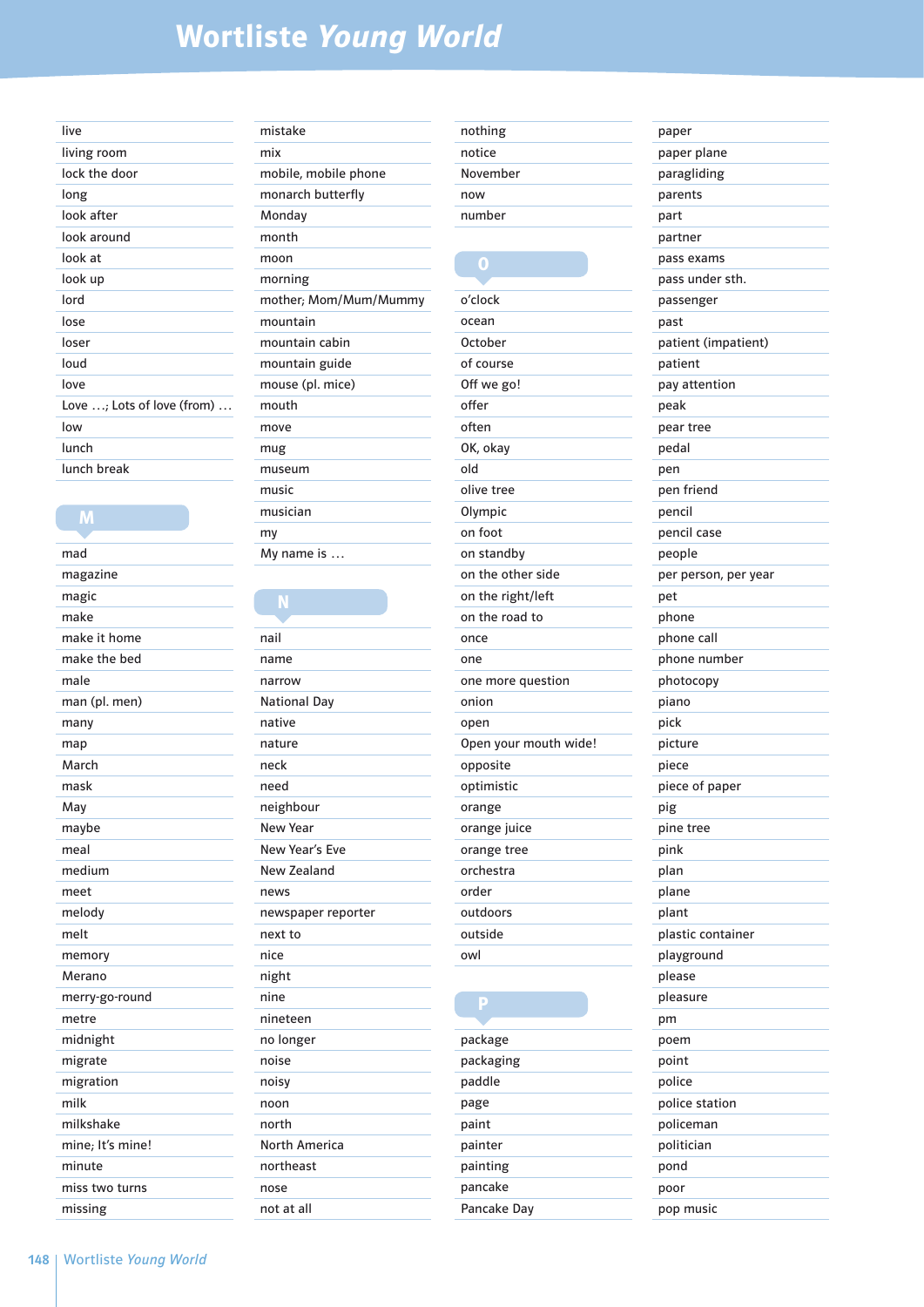# Wortliste *Young World*

- live
- living room
- lock the door
- long
- look after
- look around
- look at
- look up
- lord
- lose
- loser
- loud
- love
- Love …; Lots of love (from) …
- low
- lunch
- lunch break

## M

- mad
- magazine
- magic
- make
- make it home
- make the bed
- male
- man (pl. men)
- many
- map
- March
- mask
- May
- maybe
- meal
- medium
- meet
- melody
- melt
- memory
- Merano
- merry-go-round
- metre
- midnight
- migrate
- migration
- milk
- milkshake
- mine; It's mine!
- minute
- miss two turns
- missing
- mistake
- mix
- mobile, mobile phone
- monarch butterfly
- Monday
- month
- moon
- morning
- mother; Mom/Mum/Mummy
- mountain
- mountain cabin
- mountain guide
- mouse (pl. mice)
- mouth
- move
- mug
- museum
- music
- musician
- my
- My name is …

## N

- nail
- name
- narrow
- National Day
- native
- nature
- neck
- need
- neighbour
- New Year
- New Year's Eve
- New Zealand
- news
- newspaper reporter
- next to
- nice
- night
- nine
- nineteen
- no longer
- noise
- noisy
- noon
- north
- North America
- northeast
- nose
- not at all
- nothing
- notice
- November
- now
- number

## O

- o'clock
- ocean
- October
- of course
- Off we go!
- offer
- often
- OK, okay
- old
- olive tree
- Olympic
- on foot
- on standby
- on the other side
- on the right/left
- on the road to
- once
- one
- one more question
- onion
- open
- Open your mouth wide!
- opposite
- optimistic
- orange
- orange juice
- orange tree
- orchestra
- order
- outdoors
- outside
- owl

## P

- package
- packaging
- paddle
- page
- paint
- painter
- painting
- pancake
- Pancake Day
- paper
- paper plane
- paragliding
- parents
- part
- partner
- pass exams
- pass under sth.
- passenger
- past
- patient (impatient)
- patient
- pay attention
- peak
- pear tree
- pedal
- pen
- pen friend
- pencil
- pencil case
- people
- per person, per year
- pet
- phone
- phone call
- phone number
- photocopy
- piano
- pick
- picture
- piece
- piece of paper
- pig
- pine tree
- pink
- plan
- plane
- plant
- plastic container
- playground
- please
- pleasure
- pm
- poem
- point
- police
- police station
- policeman
- politician
- pond
- poor
- pop music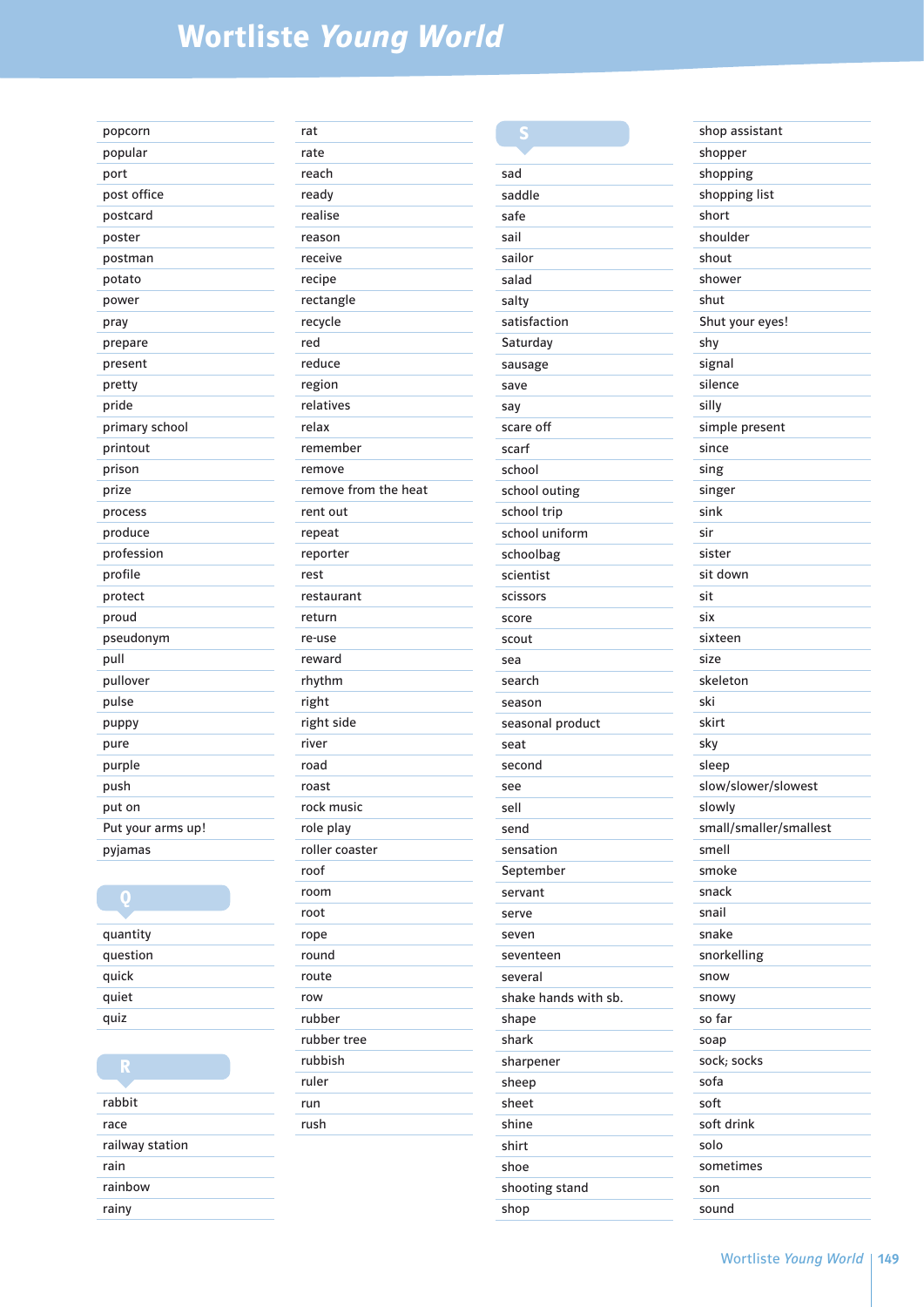# Wortliste *Young World*

popcorn
popular
port
post office
postcard
poster
postman
potato
power
pray
prepare
present
pretty
pride
primary school
printout
prison
prize
process
produce
profession
profile
protect
proud
pseudonym
pull
pullover
pulse
puppy
pure
purple
push
put on
Put your arms up!
pyjamas

## Q

quantity
question
quick
quiet
quiz

## R

rabbit
race
railway station
rain
rainbow
rainy
rat
rate
reach
ready
realise
reason
receive
recipe
rectangle
recycle
red
reduce
region
relatives
relax
remember
remove
remove from the heat
rent out
repeat
reporter
rest
restaurant
return
re-use
reward
rhythm
right
right side
river
road
roast
rock music
role play
roller coaster
roof
room
root
rope
round
route
row
rubber
rubber tree
rubbish
ruler
run
rush

## S

sad
saddle
safe
sail
sailor
salad
salty
satisfaction
Saturday
sausage
save
say
scare off
scarf
school
school outing
school trip
school uniform
schoolbag
scientist
scissors
score
scout
sea
search
season
seasonal product
seat
second
see
sell
send
sensation
September
servant
serve
seven
seventeen
several
shake hands with sb.
shape
shark
sharpener
sheep
sheet
shine
shirt
shoe
shooting stand
shop
shop assistant
shopper
shopping
shopping list
short
shoulder
shout
shower
shut
Shut your eyes!
shy
signal
silence
silly
simple present
since
sing
singer
sink
sir
sister
sit down
sit
six
sixteen
size
skeleton
ski
skirt
sky
sleep
slow/slower/slowest
slowly
small/smaller/smallest
smell
smoke
snack
snail
snake
snorkelling
snow
snowy
so far
soap
sock; socks
sofa
soft
soft drink
solo
sometimes
son
sound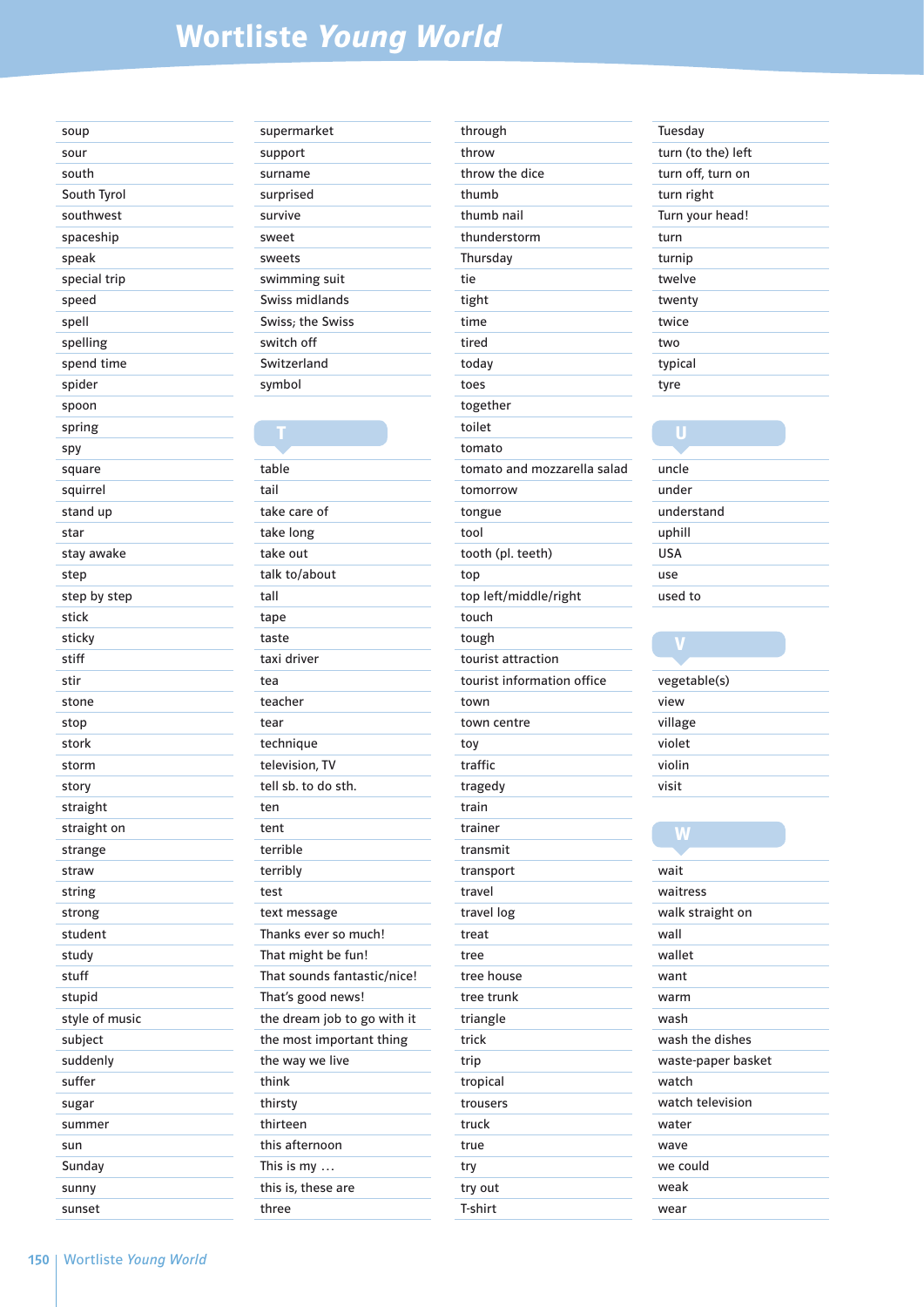# Wortliste *Young World*

soup
sour
south
South Tyrol
southwest
spaceship
speak
special trip
speed
spell
spelling
spend time
spider
spoon
spring
spy
square
squirrel
stand up
star
stay awake
step
step by step
stick
sticky
stiff
stir
stone
stop
stork
storm
story
straight
straight on
strange
straw
string
strong
student
study
stuff
stupid
style of music
subject
suddenly
suffer
sugar
summer
sun
Sunday
sunny
sunset

supermarket
support
surname
surprised
survive
sweet
sweets
swimming suit
Swiss midlands
Swiss; the Swiss
switch off
Switzerland
symbol

## T

table
tail
take care of
take long
take out
talk to/about
tall
tape
taste
taxi driver
tea
teacher
tear
technique
television, TV
tell sb. to do sth.
ten
tent
terrible
terribly
test
text message
Thanks ever so much!
That might be fun!
That sounds fantastic/nice!
That's good news!
the dream job to go with it
the most important thing
the way we live
think
thirsty
thirteen
this afternoon
This is my …
this is, these are
three

through
throw
throw the dice
thumb
thumb nail
thunderstorm
Thursday
tie
tight
time
tired
today
toes
together
toilet
tomato
tomato and mozzarella salad
tomorrow
tongue
tool
tooth (pl. teeth)
top
top left/middle/right
touch
tough
tourist attraction
tourist information office
town
town centre
toy
traffic
tragedy
train
trainer
transmit
transport
travel
travel log
treat
tree
tree house
tree trunk
triangle
trick
trip
tropical
trousers
truck
true
try
try out
T-shirt

Tuesday
turn (to the) left
turn off, turn on
turn right
Turn your head!
turn
turnip
twelve
twenty
twice
two
typical
tyre

## U

uncle
under
understand
uphill
USA
use
used to

## V

vegetable(s)
view
village
violet
violin
visit

## W

wait
waitress
walk straight on
wall
wallet
want
warm
wash
wash the dishes
waste-paper basket
watch
watch television
water
wave
we could
weak
wear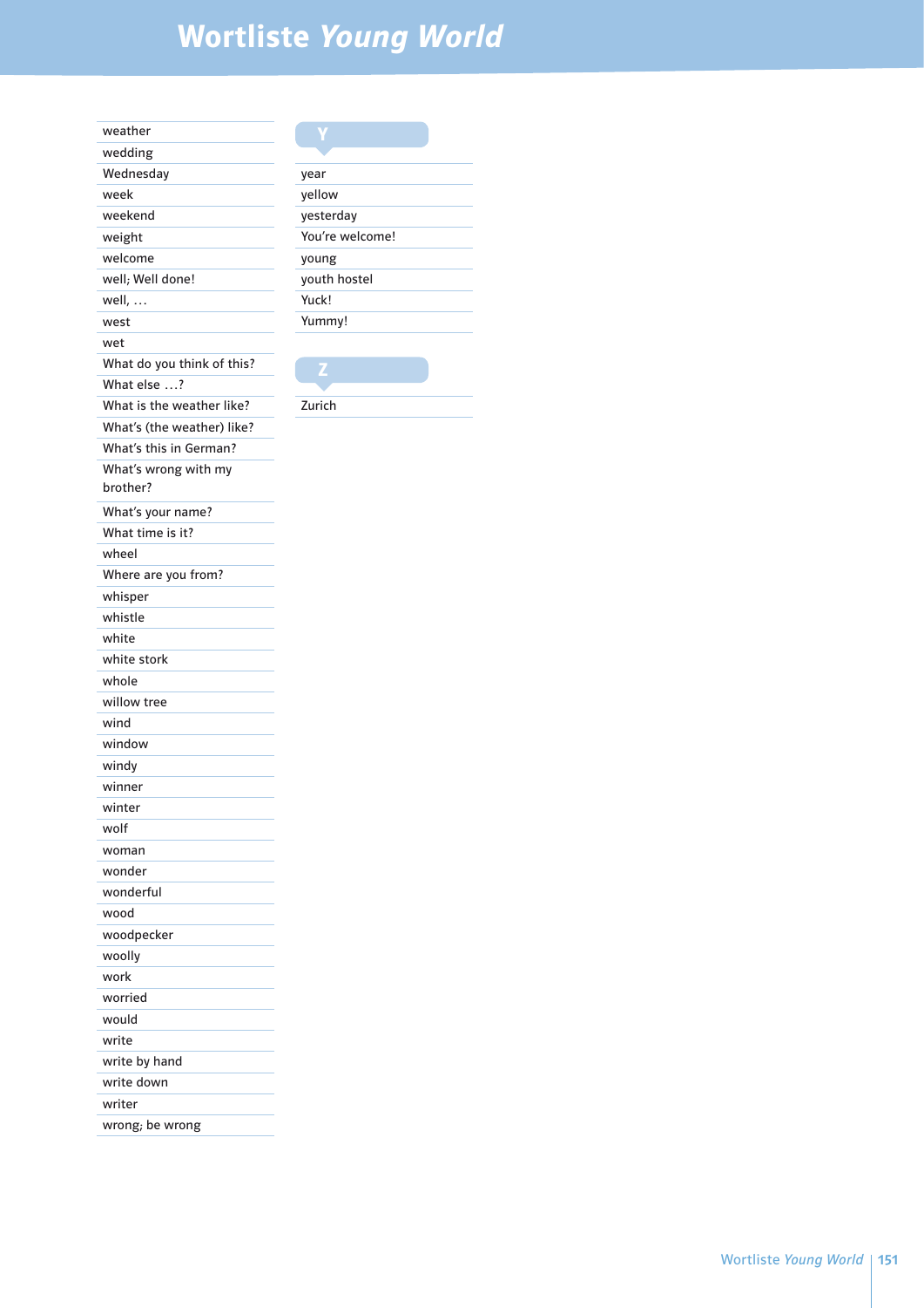# Wortliste *Young World*

weather
wedding
Wednesday
week
weekend
weight
welcome
well; Well done!
well, …
west
wet
What do you think of this?
What else …?
What is the weather like?
What's (the weather) like?
What's this in German?
What's wrong with my brother?
What's your name?
What time is it?
wheel
Where are you from?
whisper
whistle
white
white stork
whole
willow tree
wind
window
windy
winner
winter
wolf
woman
wonder
wonderful
wood
woodpecker
woolly
work
worried
would
write
write by hand
write down
writer
wrong; be wrong

## Y

year
yellow
yesterday
You're welcome!
young
youth hostel
Yuck!
Yummy!

## Z

Zurich